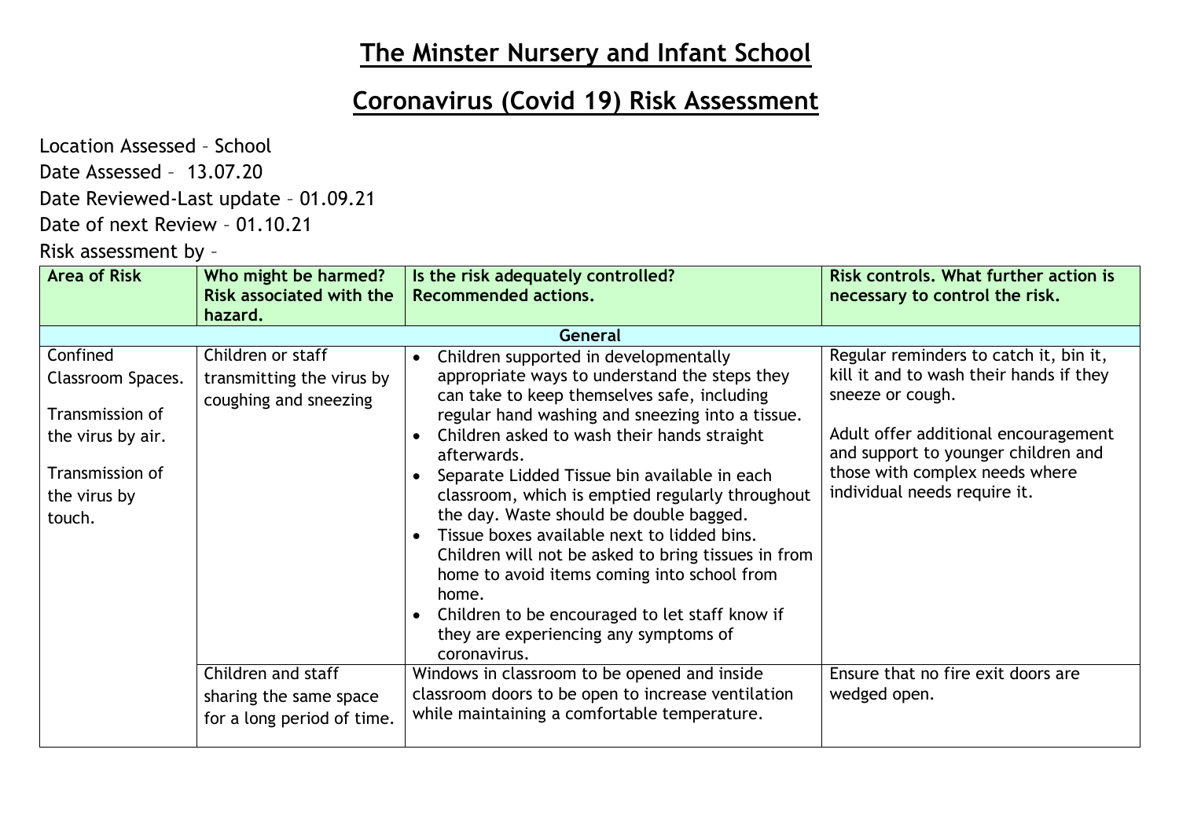# The Minster Nursery and Infant School

# Coronavirus (Covid 19) Risk Assessment

Location Assessed – School

Date Assessed – 13.07.20

Date Reviewed-Last update – 01.09.21

Date of next Review – 01.10.21

Risk assessment by –

| Area of Risk | Who might be harmed? Risk associated with the hazard. | Is the risk adequately controlled? Recommended actions. | Risk controls. What further action is necessary to control the risk. |
|---|---|---|---|
| **General** | | | |
| Confined Classroom Spaces.<br><br>Transmission of the virus by air.<br><br>Transmission of the virus by touch. | Children or staff transmitting the virus by coughing and sneezing | • Children supported in developmentally appropriate ways to understand the steps they can take to keep themselves safe, including regular hand washing and sneezing into a tissue.<br>• Children asked to wash their hands straight afterwards.<br>• Separate Lidded Tissue bin available in each classroom, which is emptied regularly throughout the day. Waste should be double bagged.<br>• Tissue boxes available next to lidded bins. Children will not be asked to bring tissues in from home to avoid items coming into school from home.<br>• Children to be encouraged to let staff know if they are experiencing any symptoms of coronavirus. | Regular reminders to catch it, bin it, kill it and to wash their hands if they sneeze or cough.<br><br>Adult offer additional encouragement and support to younger children and those with complex needs where individual needs require it. |
| | Children and staff sharing the same space for a long period of time. | Windows in classroom to be opened and inside classroom doors to be open to increase ventilation while maintaining a comfortable temperature. | Ensure that no fire exit doors are wedged open. |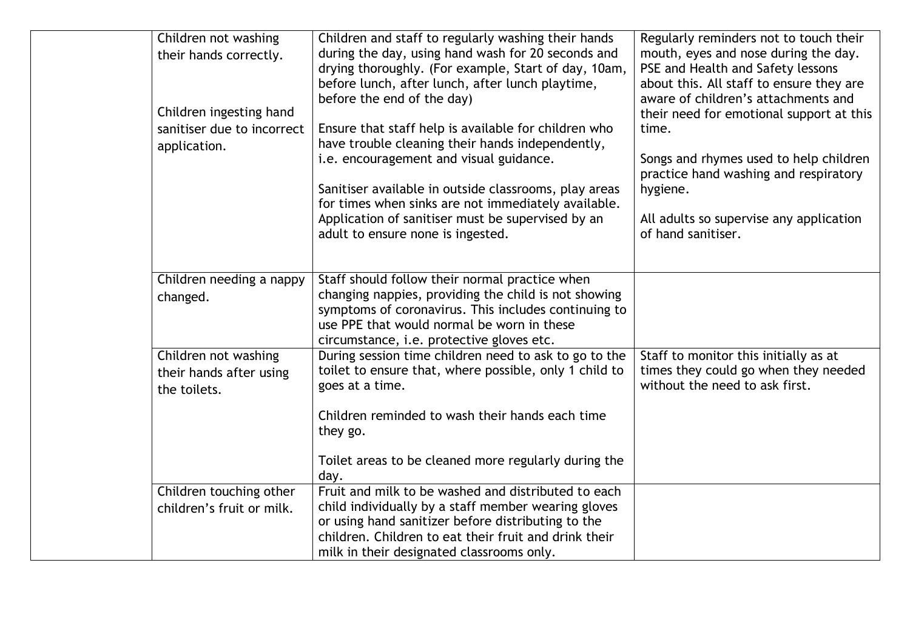| | | | |
|---|---|---|---|
| | Children not washing their hands correctly.<br><br>Children ingesting hand sanitiser due to incorrect application. | Children and staff to regularly washing their hands during the day, using hand wash for 20 seconds and drying thoroughly. (For example, Start of day, 10am, before lunch, after lunch, after lunch playtime, before the end of the day)<br><br>Ensure that staff help is available for children who have trouble cleaning their hands independently, i.e. encouragement and visual guidance.<br><br>Sanitiser available in outside classrooms, play areas for times when sinks are not immediately available. Application of sanitiser must be supervised by an adult to ensure none is ingested. | Regularly reminders not to touch their mouth, eyes and nose during the day. PSE and Health and Safety lessons about this. All staff to ensure they are aware of children's attachments and their need for emotional support at this time.<br><br>Songs and rhymes used to help children practice hand washing and respiratory hygiene.<br><br>All adults so supervise any application of hand sanitiser. |
| | Children needing a nappy changed. | Staff should follow their normal practice when changing nappies, providing the child is not showing symptoms of coronavirus. This includes continuing to use PPE that would normal be worn in these circumstance, i.e. protective gloves etc. | |
| | Children not washing their hands after using the toilets. | During session time children need to ask to go to the toilet to ensure that, where possible, only 1 child to goes at a time.<br><br>Children reminded to wash their hands each time they go.<br><br>Toilet areas to be cleaned more regularly during the day. | Staff to monitor this initially as at times they could go when they needed without the need to ask first. |
| | Children touching other children's fruit or milk. | Fruit and milk to be washed and distributed to each child individually by a staff member wearing gloves or using hand sanitizer before distributing to the children. Children to eat their fruit and drink their milk in their designated classrooms only. | |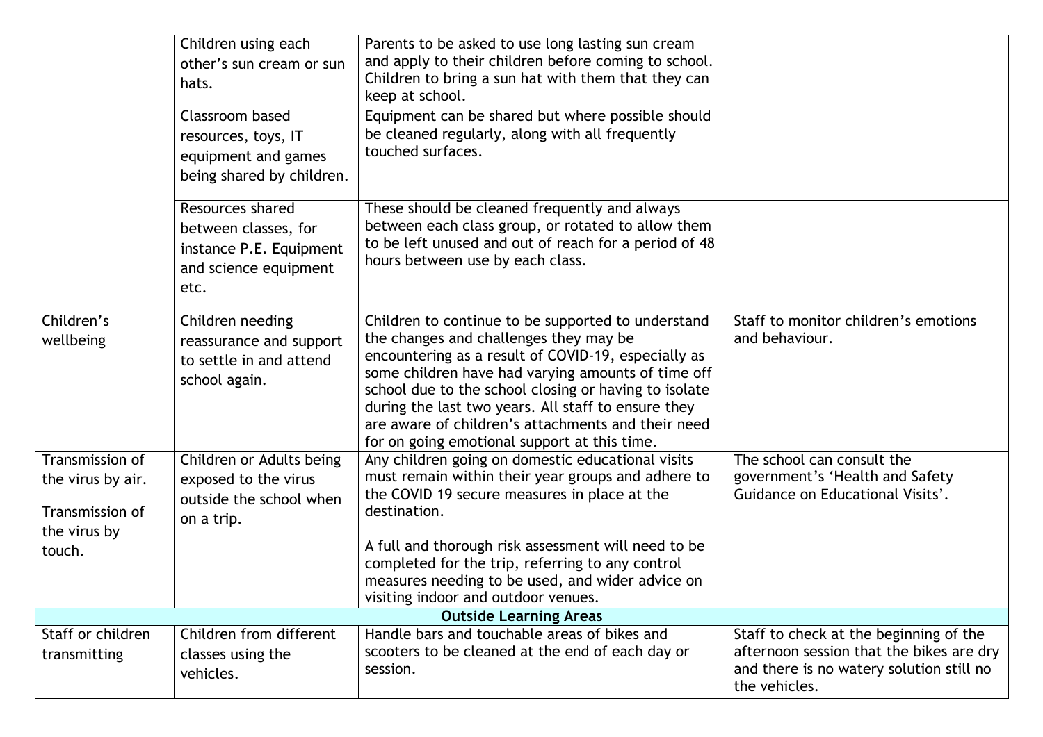| | | | |
|---|---|---|---|
| | Children using each other's sun cream or sun hats. | Parents to be asked to use long lasting sun cream and apply to their children before coming to school. Children to bring a sun hat with them that they can keep at school. | |
| | Classroom based resources, toys, IT equipment and games being shared by children. | Equipment can be shared but where possible should be cleaned regularly, along with all frequently touched surfaces. | |
| | Resources shared between classes, for instance P.E. Equipment and science equipment etc. | These should be cleaned frequently and always between each class group, or rotated to allow them to be left unused and out of reach for a period of 48 hours between use by each class. | |
| Children's wellbeing | Children needing reassurance and support to settle in and attend school again. | Children to continue to be supported to understand the changes and challenges they may be encountering as a result of COVID-19, especially as some children have had varying amounts of time off school due to the school closing or having to isolate during the last two years. All staff to ensure they are aware of children's attachments and their need for on going emotional support at this time. | Staff to monitor children's emotions and behaviour. |
| Transmission of the virus by air.<br><br>Transmission of the virus by touch. | Children or Adults being exposed to the virus outside the school when on a trip. | Any children going on domestic educational visits must remain within their year groups and adhere to the COVID 19 secure measures in place at the destination.<br><br>A full and thorough risk assessment will need to be completed for the trip, referring to any control measures needing to be used, and wider advice on visiting indoor and outdoor venues. | The school can consult the government's 'Health and Safety Guidance on Educational Visits'. |
| **Outside Learning Areas** | | | |
| Staff or children transmitting | Children from different classes using the vehicles. | Handle bars and touchable areas of bikes and scooters to be cleaned at the end of each day or session. | Staff to check at the beginning of the afternoon session that the bikes are dry and there is no watery solution still no the vehicles. |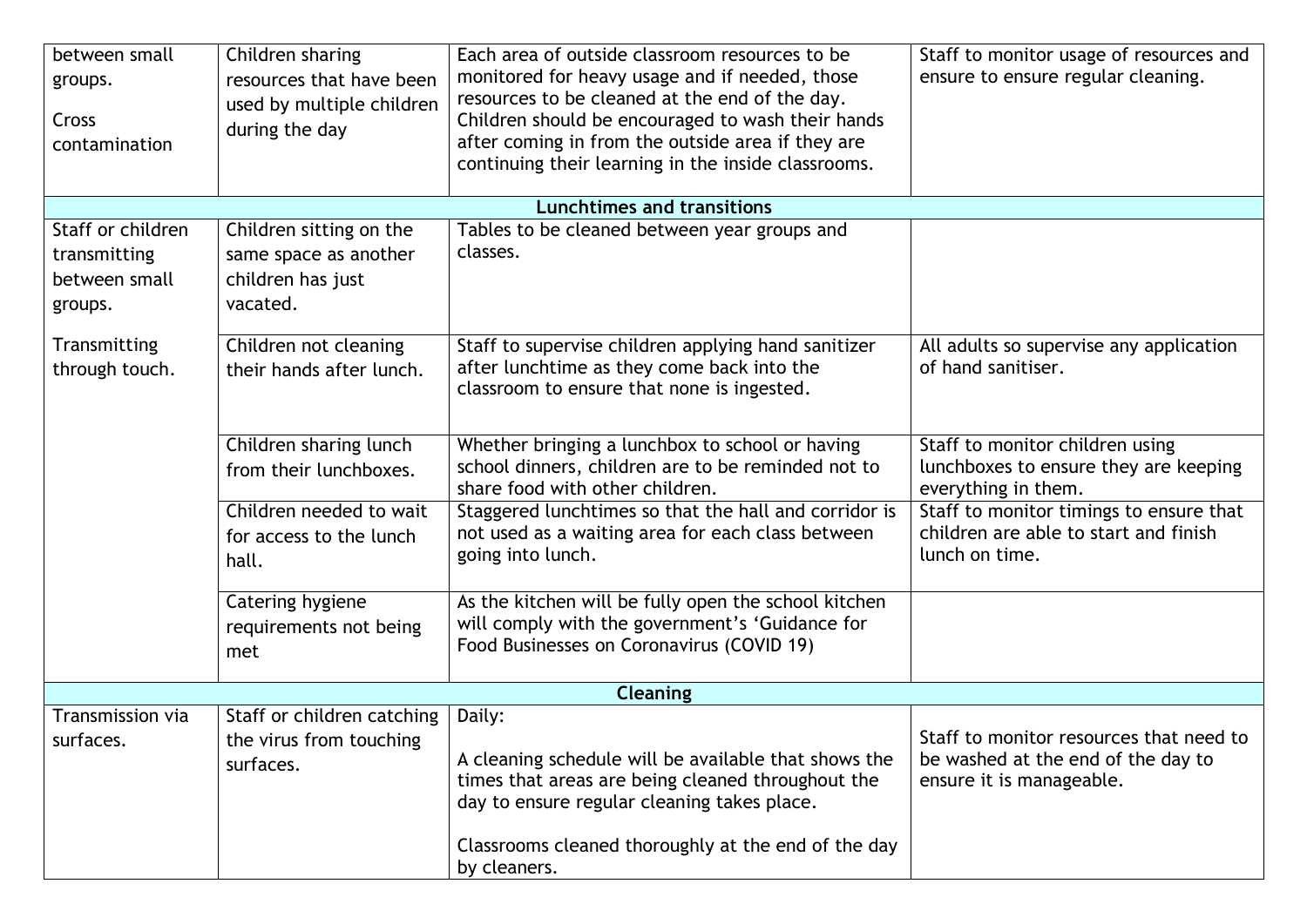| | | | |
|---|---|---|---|
| between small groups.<br><br>Cross contamination | Children sharing resources that have been used by multiple children during the day | Each area of outside classroom resources to be monitored for heavy usage and if needed, those resources to be cleaned at the end of the day. Children should be encouraged to wash their hands after coming in from the outside area if they are continuing their learning in the inside classrooms. | Staff to monitor usage of resources and ensure to ensure regular cleaning. |
| **Lunchtimes and transitions** | | | |
| Staff or children transmitting between small groups.<br><br>Transmitting through touch. | Children sitting on the same space as another children has just vacated. | Tables to be cleaned between year groups and classes. | |
| | Children not cleaning their hands after lunch. | Staff to supervise children applying hand sanitizer after lunchtime as they come back into the classroom to ensure that none is ingested. | All adults so supervise any application of hand sanitiser. |
| | Children sharing lunch from their lunchboxes. | Whether bringing a lunchbox to school or having school dinners, children are to be reminded not to share food with other children. | Staff to monitor children using lunchboxes to ensure they are keeping everything in them. |
| | Children needed to wait for access to the lunch hall. | Staggered lunchtimes so that the hall and corridor is not used as a waiting area for each class between going into lunch. | Staff to monitor timings to ensure that children are able to start and finish lunch on time. |
| | Catering hygiene requirements not being met | As the kitchen will be fully open the school kitchen will comply with the government's 'Guidance for Food Businesses on Coronavirus (COVID 19) | |
| **Cleaning** | | | |
| Transmission via surfaces. | Staff or children catching the virus from touching surfaces. | Daily:<br><br>A cleaning schedule will be available that shows the times that areas are being cleaned throughout the day to ensure regular cleaning takes place.<br><br>Classrooms cleaned thoroughly at the end of the day by cleaners. | Staff to monitor resources that need to be washed at the end of the day to ensure it is manageable. |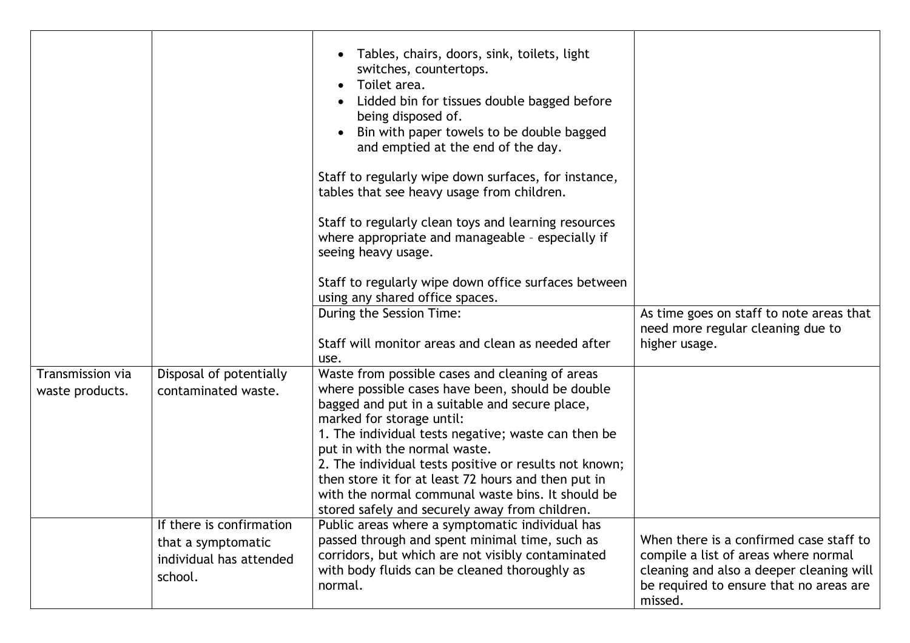| | | • Tables, chairs, doors, sink, toilets, light switches, countertops.<br>• Toilet area.<br>• Lidded bin for tissues double bagged before being disposed of.<br>• Bin with paper towels to be double bagged and emptied at the end of the day.<br><br>Staff to regularly wipe down surfaces, for instance, tables that see heavy usage from children.<br><br>Staff to regularly clean toys and learning resources where appropriate and manageable – especially if seeing heavy usage.<br><br>Staff to regularly wipe down office surfaces between using any shared office spaces. | |
|---|---|---|---|
| | | During the Session Time:<br><br>Staff will monitor areas and clean as needed after use. | As time goes on staff to note areas that need more regular cleaning due to higher usage. |
| Transmission via waste products. | Disposal of potentially contaminated waste. | Waste from possible cases and cleaning of areas where possible cases have been, should be double bagged and put in a suitable and secure place, marked for storage until:<br>1. The individual tests negative; waste can then be put in with the normal waste.<br>2. The individual tests positive or results not known; then store it for at least 72 hours and then put in with the normal communal waste bins. It should be stored safely and securely away from children. | |
| | If there is confirmation that a symptomatic individual has attended school. | Public areas where a symptomatic individual has passed through and spent minimal time, such as corridors, but which are not visibly contaminated with body fluids can be cleaned thoroughly as normal. | When there is a confirmed case staff to compile a list of areas where normal cleaning and also a deeper cleaning will be required to ensure that no areas are missed. |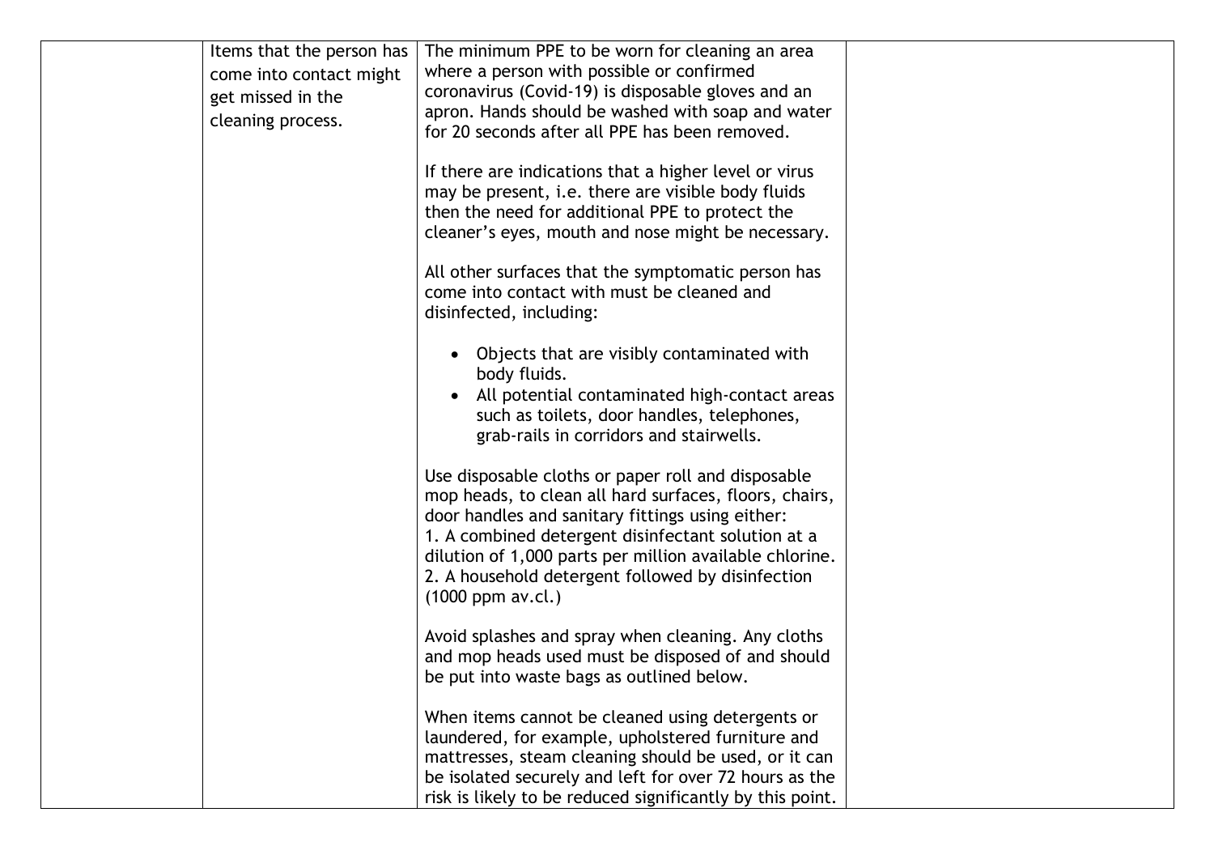|  | Items that the person has come into contact might get missed in the cleaning process. | The minimum PPE to be worn for cleaning an area where a person with possible or confirmed coronavirus (Covid-19) is disposable gloves and an apron. Hands should be washed with soap and water for 20 seconds after all PPE has been removed.<br><br>If there are indications that a higher level or virus may be present, i.e. there are visible body fluids then the need for additional PPE to protect the cleaner's eyes, mouth and nose might be necessary.<br><br>All other surfaces that the symptomatic person has come into contact with must be cleaned and disinfected, including:<br><br>• Objects that are visibly contaminated with body fluids.<br>• All potential contaminated high-contact areas such as toilets, door handles, telephones, grab-rails in corridors and stairwells.<br><br>Use disposable cloths or paper roll and disposable mop heads, to clean all hard surfaces, floors, chairs, door handles and sanitary fittings using either:<br>1. A combined detergent disinfectant solution at a dilution of 1,000 parts per million available chlorine.<br>2. A household detergent followed by disinfection (1000 ppm av.cl.)<br><br>Avoid splashes and spray when cleaning. Any cloths and mop heads used must be disposed of and should be put into waste bags as outlined below.<br><br>When items cannot be cleaned using detergents or laundered, for example, upholstered furniture and mattresses, steam cleaning should be used, or it can be isolated securely and left for over 72 hours as the risk is likely to be reduced significantly by this point. |  |
|---|---|---|---|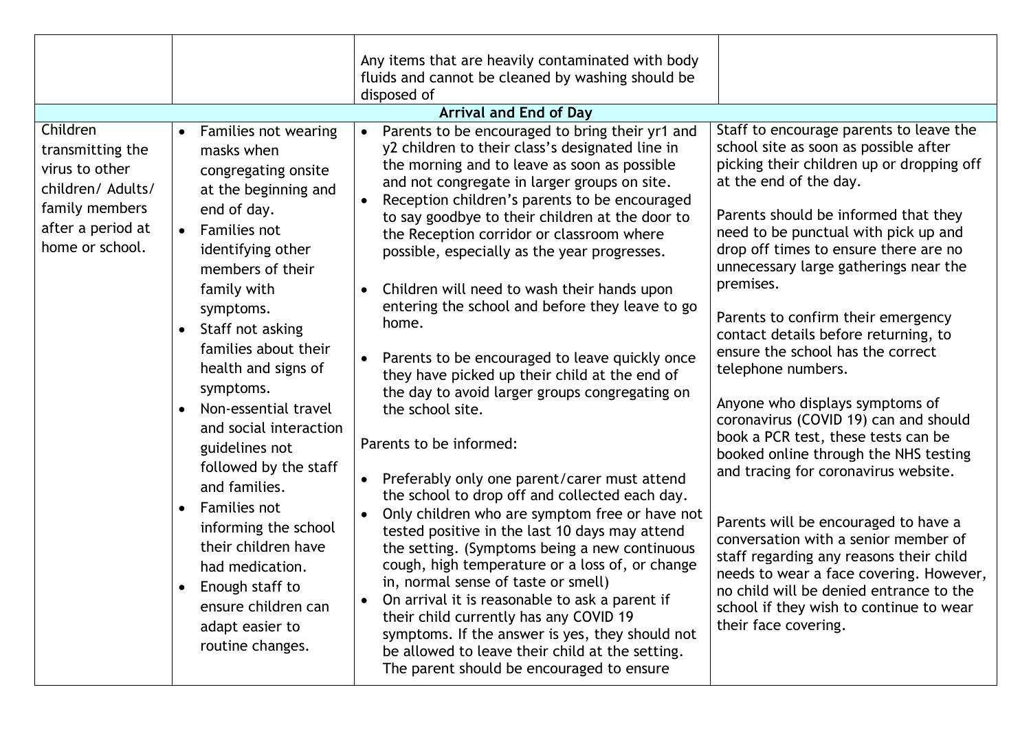| | | | |
|---|---|---|---|
| | | Any items that are heavily contaminated with body fluids and cannot be cleaned by washing should be disposed of | |
| **Arrival and End of Day** | | | |
| Children transmitting the virus to other children/ Adults/ family members after a period at home or school. | • Families not wearing masks when congregating onsite at the beginning and end of day.<br>• Families not identifying other members of their family with symptoms.<br>• Staff not asking families about their health and signs of symptoms.<br>• Non-essential travel and social interaction guidelines not followed by the staff and families.<br>• Families not informing the school their children have had medication.<br>• Enough staff to ensure children can adapt easier to routine changes. | • Parents to be encouraged to bring their yr1 and y2 children to their class's designated line in the morning and to leave as soon as possible and not congregate in larger groups on site.<br>• Reception children's parents to be encouraged to say goodbye to their children at the door to the Reception corridor or classroom where possible, especially as the year progresses.<br><br>• Children will need to wash their hands upon entering the school and before they leave to go home.<br><br>• Parents to be encouraged to leave quickly once they have picked up their child at the end of the day to avoid larger groups congregating on the school site.<br><br>Parents to be informed:<br><br>• Preferably only one parent/carer must attend the school to drop off and collected each day.<br>• Only children who are symptom free or have not tested positive in the last 10 days may attend the setting. (Symptoms being a new continuous cough, high temperature or a loss of, or change in, normal sense of taste or smell)<br>• On arrival it is reasonable to ask a parent if their child currently has any COVID 19 symptoms. If the answer is yes, they should not be allowed to leave their child at the setting. The parent should be encouraged to ensure | Staff to encourage parents to leave the school site as soon as possible after picking their children up or dropping off at the end of the day.<br><br>Parents should be informed that they need to be punctual with pick up and drop off times to ensure there are no unnecessary large gatherings near the premises.<br><br>Parents to confirm their emergency contact details before returning, to ensure the school has the correct telephone numbers.<br><br>Anyone who displays symptoms of coronavirus (COVID 19) can and should book a PCR test, these tests can be booked online through the NHS testing and tracing for coronavirus website.<br><br>Parents will be encouraged to have a conversation with a senior member of staff regarding any reasons their child needs to wear a face covering. However, no child will be denied entrance to the school if they wish to continue to wear their face covering. |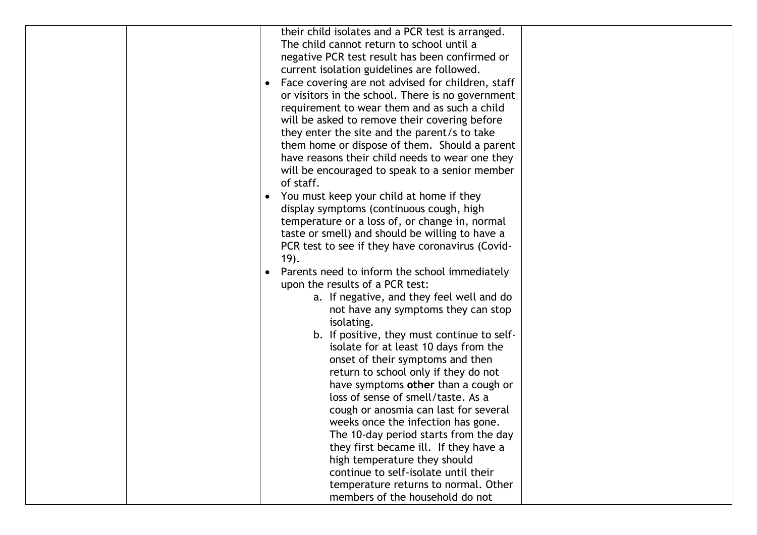| | | their child isolates and a PCR test is arranged. The child cannot return to school until a negative PCR test result has been confirmed or current isolation guidelines are followed.<br>• Face covering are not advised for children, staff or visitors in the school. There is no government requirement to wear them and as such a child will be asked to remove their covering before they enter the site and the parent/s to take them home or dispose of them. Should a parent have reasons their child needs to wear one they will be encouraged to speak to a senior member of staff.<br>• You must keep your child at home if they display symptoms (continuous cough, high temperature or a loss of, or change in, normal taste or smell) and should be willing to have a PCR test to see if they have coronavirus (Covid-19).<br>• Parents need to inform the school immediately upon the results of a PCR test:<br>a. If negative, and they feel well and do not have any symptoms they can stop isolating.<br>b. If positive, they must continue to self-isolate for at least 10 days from the onset of their symptoms and then return to school only if they do not have symptoms **<u>other</u>** than a cough or loss of sense of smell/taste. As a cough or anosmia can last for several weeks once the infection has gone. The 10-day period starts from the day they first became ill. If they have a high temperature they should continue to self-isolate until their temperature returns to normal. Other members of the household do not | |
|---|---|---|---|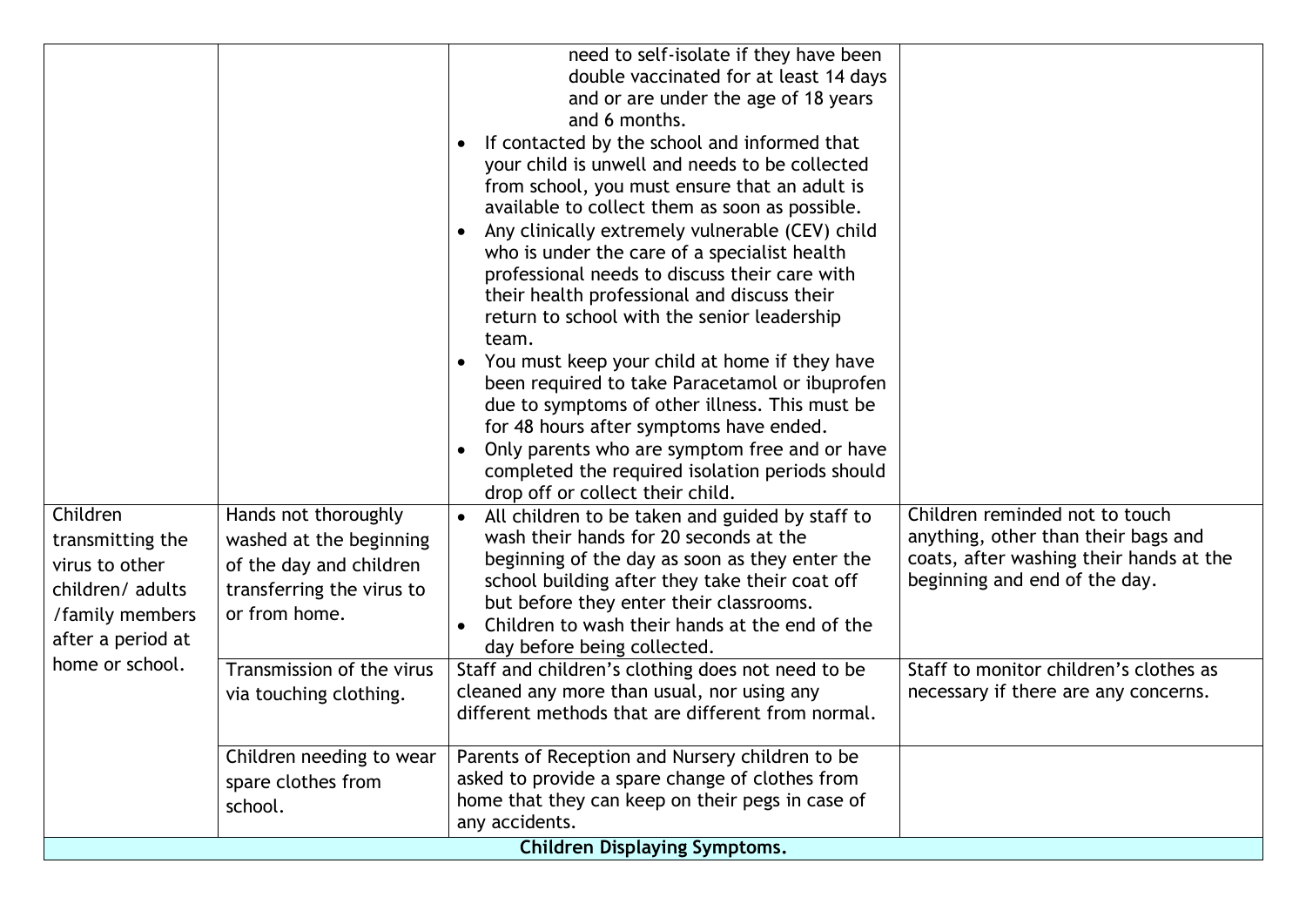| | | | |
|---|---|---|---|
| | | need to self-isolate if they have been double vaccinated for at least 14 days and or are under the age of 18 years and 6 months.<br>• If contacted by the school and informed that your child is unwell and needs to be collected from school, you must ensure that an adult is available to collect them as soon as possible.<br>• Any clinically extremely vulnerable (CEV) child who is under the care of a specialist health professional needs to discuss their care with their health professional and discuss their return to school with the senior leadership team.<br>• You must keep your child at home if they have been required to take Paracetamol or ibuprofen due to symptoms of other illness. This must be for 48 hours after symptoms have ended.<br>• Only parents who are symptom free and or have completed the required isolation periods should drop off or collect their child. | |
| Children transmitting the virus to other children/ adults /family members after a period at home or school. | Hands not thoroughly washed at the beginning of the day and children transferring the virus to or from home. | • All children to be taken and guided by staff to wash their hands for 20 seconds at the beginning of the day as soon as they enter the school building after they take their coat off but before they enter their classrooms.<br>• Children to wash their hands at the end of the day before being collected. | Children reminded not to touch anything, other than their bags and coats, after washing their hands at the beginning and end of the day. |
| | Transmission of the virus via touching clothing. | Staff and children's clothing does not need to be cleaned any more than usual, nor using any different methods that are different from normal. | Staff to monitor children's clothes as necessary if there are any concerns. |
| | Children needing to wear spare clothes from school. | Parents of Reception and Nursery children to be asked to provide a spare change of clothes from home that they can keep on their pegs in case of any accidents. | |
| **Children Displaying Symptoms.** | | | |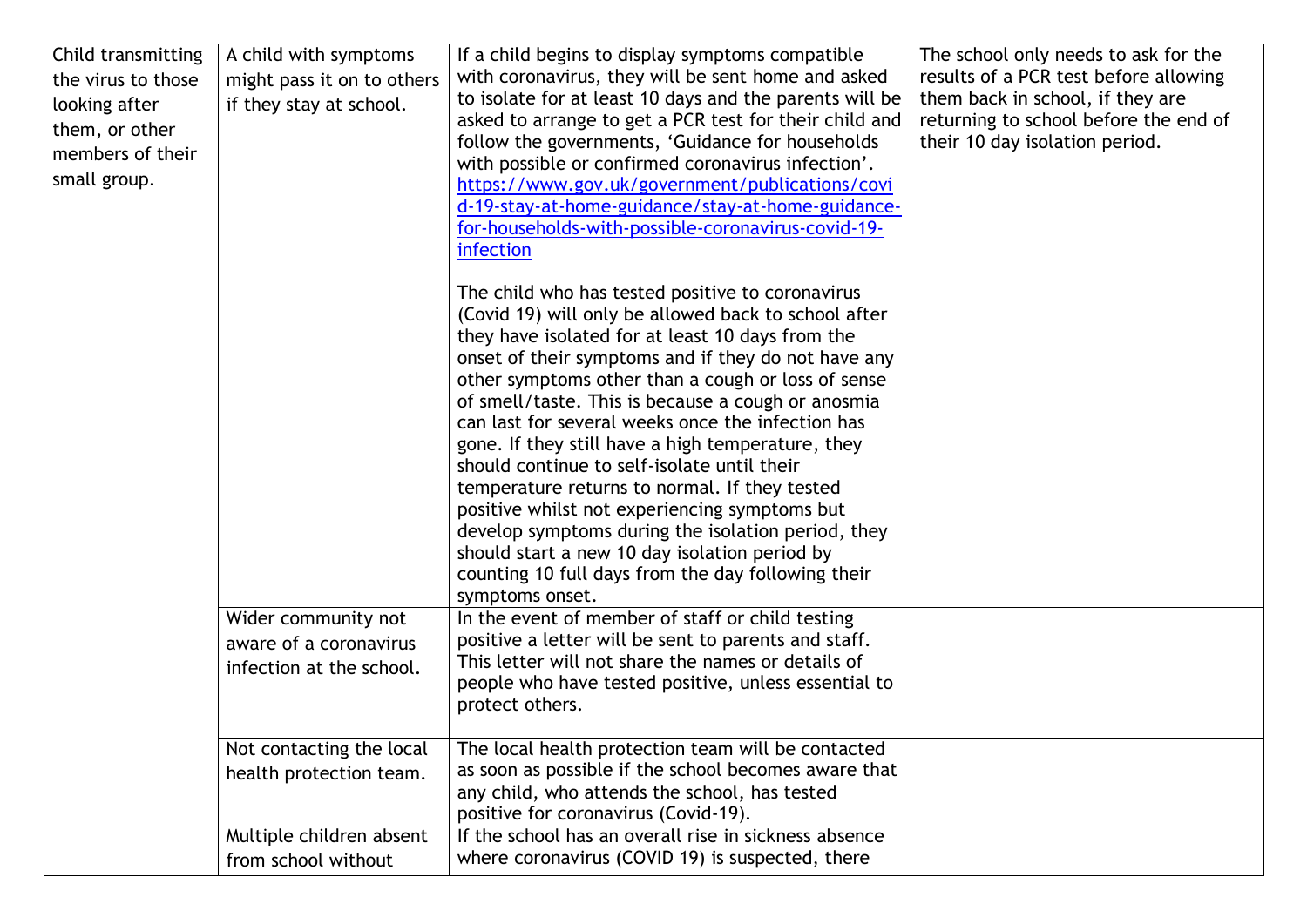| | | | |
|---|---|---|---|
| Child transmitting the virus to those looking after them, or other members of their small group. | A child with symptoms might pass it on to others if they stay at school. | If a child begins to display symptoms compatible with coronavirus, they will be sent home and asked to isolate for at least 10 days and the parents will be asked to arrange to get a PCR test for their child and follow the governments, 'Guidance for households with possible or confirmed coronavirus infection'. [https://www.gov.uk/government/publications/covid-19-stay-at-home-guidance/stay-at-home-guidance-for-households-with-possible-coronavirus-covid-19-infection](https://www.gov.uk/government/publications/covid-19-stay-at-home-guidance/stay-at-home-guidance-for-households-with-possible-coronavirus-covid-19-infection)<br><br>The child who has tested positive to coronavirus (Covid 19) will only be allowed back to school after they have isolated for at least 10 days from the onset of their symptoms and if they do not have any other symptoms other than a cough or loss of sense of smell/taste. This is because a cough or anosmia can last for several weeks once the infection has gone. If they still have a high temperature, they should continue to self-isolate until their temperature returns to normal. If they tested positive whilst not experiencing symptoms but develop symptoms during the isolation period, they should start a new 10 day isolation period by counting 10 full days from the day following their symptoms onset. | The school only needs to ask for the results of a PCR test before allowing them back in school, if they are returning to school before the end of their 10 day isolation period. |
| | Wider community not aware of a coronavirus infection at the school. | In the event of member of staff or child testing positive a letter will be sent to parents and staff. This letter will not share the names or details of people who have tested positive, unless essential to protect others. | |
| | Not contacting the local health protection team. | The local health protection team will be contacted as soon as possible if the school becomes aware that any child, who attends the school, has tested positive for coronavirus (Covid-19). | |
| | Multiple children absent from school without | If the school has an overall rise in sickness absence where coronavirus (COVID 19) is suspected, there | |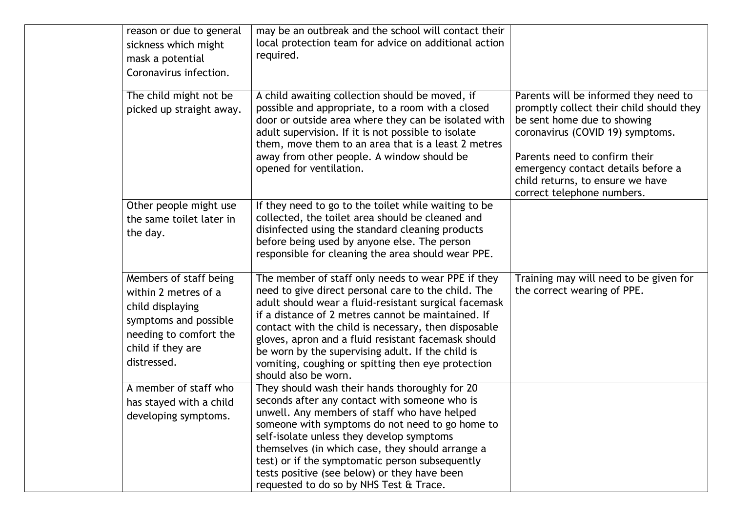| | | | |
|---|---|---|---|
| | reason or due to general sickness which might mask a potential Coronavirus infection. | may be an outbreak and the school will contact their local protection team for advice on additional action required. | |
| | The child might not be picked up straight away. | A child awaiting collection should be moved, if possible and appropriate, to a room with a closed door or outside area where they can be isolated with adult supervision. If it is not possible to isolate them, move them to an area that is a least 2 metres away from other people. A window should be opened for ventilation. | Parents will be informed they need to promptly collect their child should they be sent home due to showing coronavirus (COVID 19) symptoms.<br><br>Parents need to confirm their emergency contact details before a child returns, to ensure we have correct telephone numbers. |
| | Other people might use the same toilet later in the day. | If they need to go to the toilet while waiting to be collected, the toilet area should be cleaned and disinfected using the standard cleaning products before being used by anyone else. The person responsible for cleaning the area should wear PPE. | |
| | Members of staff being within 2 metres of a child displaying symptoms and possible needing to comfort the child if they are distressed. | The member of staff only needs to wear PPE if they need to give direct personal care to the child. The adult should wear a fluid-resistant surgical facemask if a distance of 2 metres cannot be maintained. If contact with the child is necessary, then disposable gloves, apron and a fluid resistant facemask should be worn by the supervising adult. If the child is vomiting, coughing or spitting then eye protection should also be worn. | Training may will need to be given for the correct wearing of PPE. |
| | A member of staff who has stayed with a child developing symptoms. | They should wash their hands thoroughly for 20 seconds after any contact with someone who is unwell. Any members of staff who have helped someone with symptoms do not need to go home to self-isolate unless they develop symptoms themselves (in which case, they should arrange a test) or if the symptomatic person subsequently tests positive (see below) or they have been requested to do so by NHS Test & Trace. | |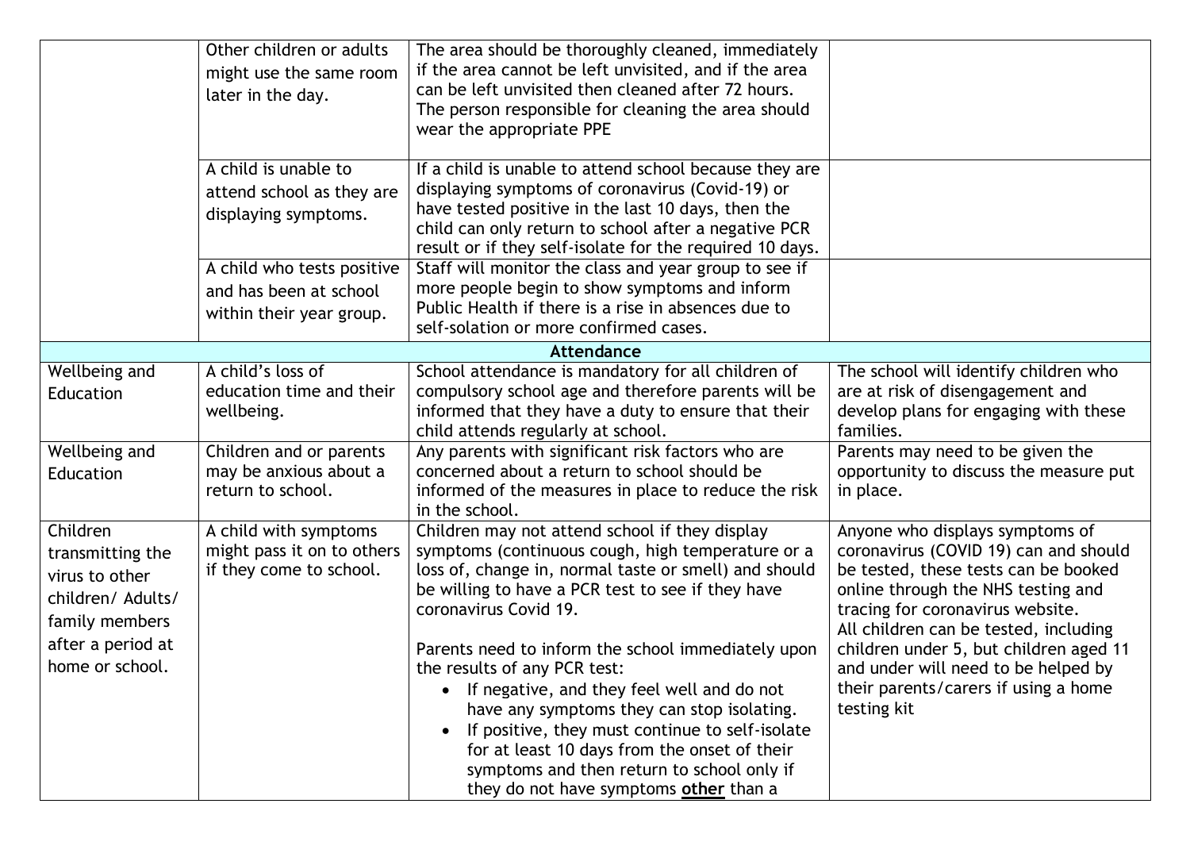| | | | |
|---|---|---|---|
| | Other children or adults might use the same room later in the day. | The area should be thoroughly cleaned, immediately if the area cannot be left unvisited, and if the area can be left unvisited then cleaned after 72 hours. The person responsible for cleaning the area should wear the appropriate PPE | |
| | A child is unable to attend school as they are displaying symptoms. | If a child is unable to attend school because they are displaying symptoms of coronavirus (Covid-19) or have tested positive in the last 10 days, then the child can only return to school after a negative PCR result or if they self-isolate for the required 10 days. | |
| | A child who tests positive and has been at school within their year group. | Staff will monitor the class and year group to see if more people begin to show symptoms and inform Public Health if there is a rise in absences due to self-solation or more confirmed cases. | |
| **Attendance** | | | |
| Wellbeing and Education | A child's loss of education time and their wellbeing. | School attendance is mandatory for all children of compulsory school age and therefore parents will be informed that they have a duty to ensure that their child attends regularly at school. | The school will identify children who are at risk of disengagement and develop plans for engaging with these families. |
| Wellbeing and Education | Children and or parents may be anxious about a return to school. | Any parents with significant risk factors who are concerned about a return to school should be informed of the measures in place to reduce the risk in the school. | Parents may need to be given the opportunity to discuss the measure put in place. |
| Children transmitting the virus to other children/ Adults/ family members after a period at home or school. | A child with symptoms might pass it on to others if they come to school. | Children may not attend school if they display symptoms (continuous cough, high temperature or a loss of, change in, normal taste or smell) and should be willing to have a PCR test to see if they have coronavirus Covid 19.<br><br>Parents need to inform the school immediately upon the results of any PCR test:<br>• If negative, and they feel well and do not have any symptoms they can stop isolating.<br>• If positive, they must continue to self-isolate for at least 10 days from the onset of their symptoms and then return to school only if they do not have symptoms **<u>other</u>** than a | Anyone who displays symptoms of coronavirus (COVID 19) can and should be tested, these tests can be booked online through the NHS testing and tracing for coronavirus website.<br>All children can be tested, including children under 5, but children aged 11 and under will need to be helped by their parents/carers if using a home testing kit |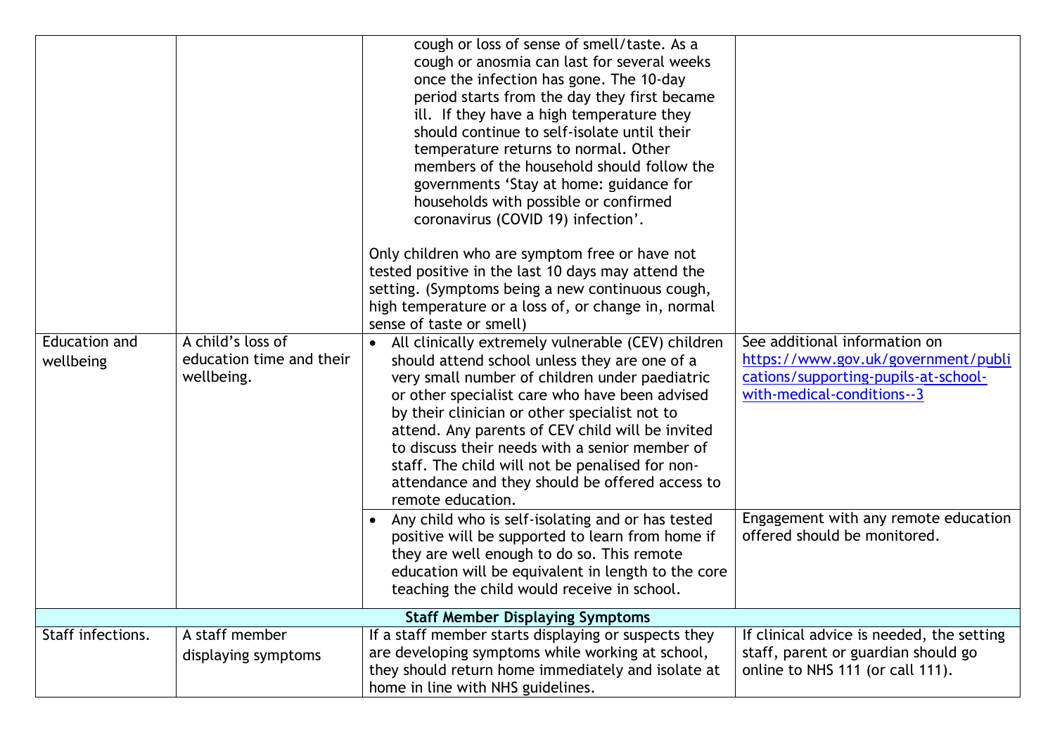| | | | |
|---|---|---|---|
| | | cough or loss of sense of smell/taste. As a cough or anosmia can last for several weeks once the infection has gone. The 10-day period starts from the day they first became ill. If they have a high temperature they should continue to self-isolate until their temperature returns to normal. Other members of the household should follow the governments 'Stay at home: guidance for households with possible or confirmed coronavirus (COVID 19) infection'.<br><br>Only children who are symptom free or have not tested positive in the last 10 days may attend the setting. (Symptoms being a new continuous cough, high temperature or a loss of, or change in, normal sense of taste or smell) | |
| Education and wellbeing | A child's loss of education time and their wellbeing. | • All clinically extremely vulnerable (CEV) children should attend school unless they are one of a very small number of children under paediatric or other specialist care who have been advised by their clinician or other specialist not to attend. Any parents of CEV child will be invited to discuss their needs with a senior member of staff. The child will not be penalised for non-attendance and they should be offered access to remote education. | See additional information on https://www.gov.uk/government/publications/supporting-pupils-at-school-with-medical-conditions--3 |
| | | • Any child who is self-isolating and or has tested positive will be supported to learn from home if they are well enough to do so. This remote education will be equivalent in length to the core teaching the child would receive in school. | Engagement with any remote education offered should be monitored. |
| **Staff Member Displaying Symptoms** | | | |
| Staff infections. | A staff member displaying symptoms | If a staff member starts displaying or suspects they are developing symptoms while working at school, they should return home immediately and isolate at home in line with NHS guidelines. | If clinical advice is needed, the setting staff, parent or guardian should go online to NHS 111 (or call 111). |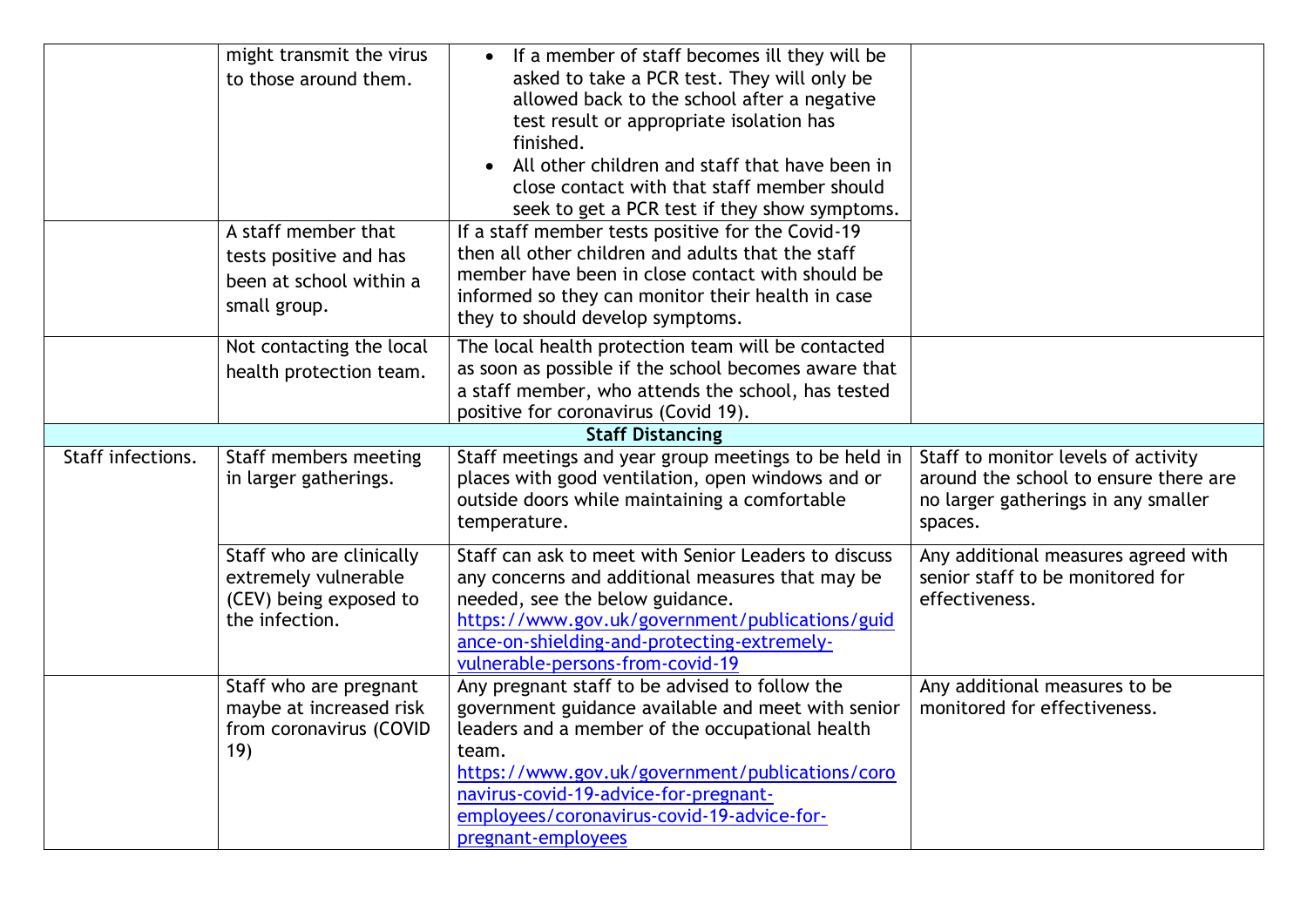| | | | |
|---|---|---|---|
| | might transmit the virus to those around them. | • If a member of staff becomes ill they will be asked to take a PCR test. They will only be allowed back to the school after a negative test result or appropriate isolation has finished.<br>• All other children and staff that have been in close contact with that staff member should seek to get a PCR test if they show symptoms. | |
| | A staff member that tests positive and has been at school within a small group. | If a staff member tests positive for the Covid-19 then all other children and adults that the staff member have been in close contact with should be informed so they can monitor their health in case they to should develop symptoms. | |
| | Not contacting the local health protection team. | The local health protection team will be contacted as soon as possible if the school becomes aware that a staff member, who attends the school, has tested positive for coronavirus (Covid 19). | |
| **Staff Distancing** | | | |
| Staff infections. | Staff members meeting in larger gatherings. | Staff meetings and year group meetings to be held in places with good ventilation, open windows and or outside doors while maintaining a comfortable temperature. | Staff to monitor levels of activity around the school to ensure there are no larger gatherings in any smaller spaces. |
| | Staff who are clinically extremely vulnerable (CEV) being exposed to the infection. | Staff can ask to meet with Senior Leaders to discuss any concerns and additional measures that may be needed, see the below guidance. https://www.gov.uk/government/publications/guidance-on-shielding-and-protecting-extremely-vulnerable-persons-from-covid-19 | Any additional measures agreed with senior staff to be monitored for effectiveness. |
| | Staff who are pregnant maybe at increased risk from coronavirus (COVID 19) | Any pregnant staff to be advised to follow the government guidance available and meet with senior leaders and a member of the occupational health team. https://www.gov.uk/government/publications/coronavirus-covid-19-advice-for-pregnant-employees/coronavirus-covid-19-advice-for-pregnant-employees | Any additional measures to be monitored for effectiveness. |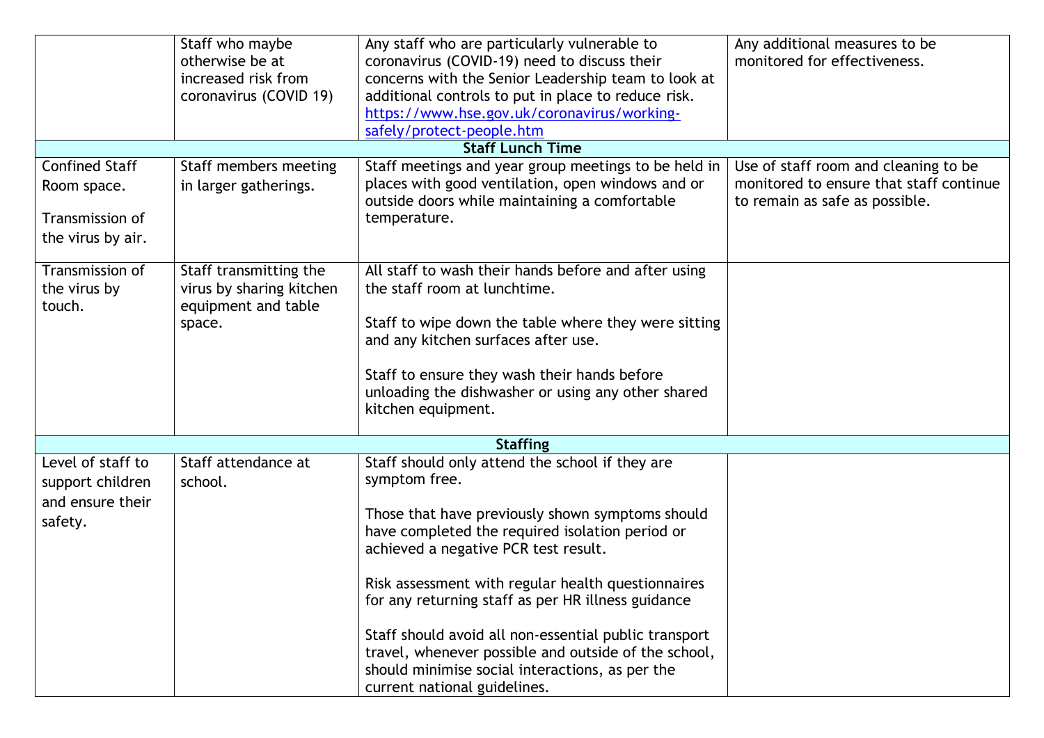| | | | |
|---|---|---|---|
| | Staff who maybe otherwise be at increased risk from coronavirus (COVID 19) | Any staff who are particularly vulnerable to coronavirus (COVID-19) need to discuss their concerns with the Senior Leadership team to look at additional controls to put in place to reduce risk. https://www.hse.gov.uk/coronavirus/working-safely/protect-people.htm | Any additional measures to be monitored for effectiveness. |
| **Staff Lunch Time** | | | |
| Confined Staff Room space.<br><br>Transmission of the virus by air. | Staff members meeting in larger gatherings. | Staff meetings and year group meetings to be held in places with good ventilation, open windows and or outside doors while maintaining a comfortable temperature. | Use of staff room and cleaning to be monitored to ensure that staff continue to remain as safe as possible. |
| Transmission of the virus by touch. | Staff transmitting the virus by sharing kitchen equipment and table space. | All staff to wash their hands before and after using the staff room at lunchtime.<br><br>Staff to wipe down the table where they were sitting and any kitchen surfaces after use.<br><br>Staff to ensure they wash their hands before unloading the dishwasher or using any other shared kitchen equipment. | |
| **Staffing** | | | |
| Level of staff to support children and ensure their safety. | Staff attendance at school. | Staff should only attend the school if they are symptom free.<br><br>Those that have previously shown symptoms should have completed the required isolation period or achieved a negative PCR test result.<br><br>Risk assessment with regular health questionnaires for any returning staff as per HR illness guidance<br><br>Staff should avoid all non-essential public transport travel, whenever possible and outside of the school, should minimise social interactions, as per the current national guidelines. | |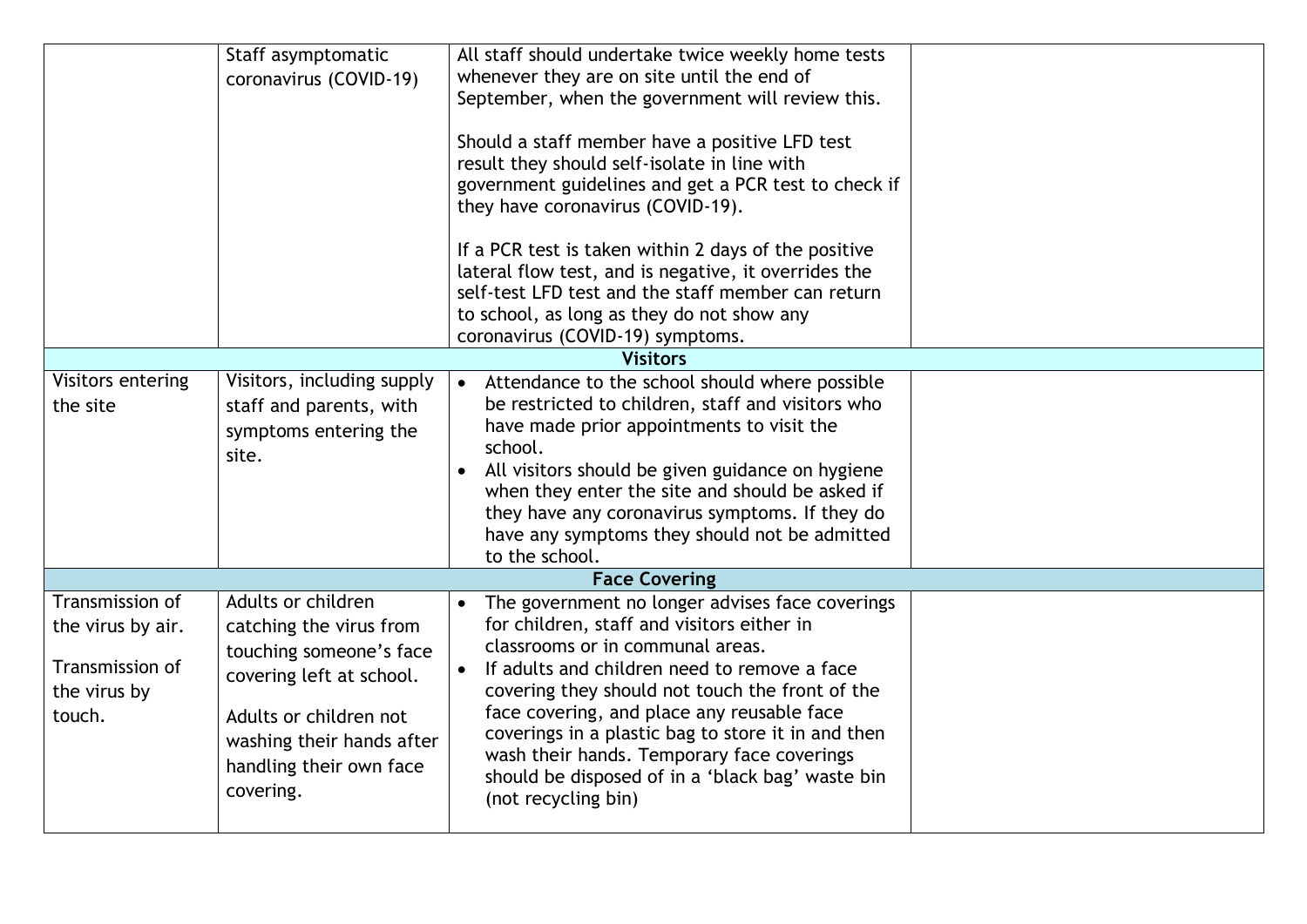| | | | |
|---|---|---|---|
| | Staff asymptomatic coronavirus (COVID-19) | All staff should undertake twice weekly home tests whenever they are on site until the end of September, when the government will review this.<br><br>Should a staff member have a positive LFD test result they should self-isolate in line with government guidelines and get a PCR test to check if they have coronavirus (COVID-19).<br><br>If a PCR test is taken within 2 days of the positive lateral flow test, and is negative, it overrides the self-test LFD test and the staff member can return to school, as long as they do not show any coronavirus (COVID-19) symptoms. | |
| **Visitors** | | | |
| Visitors entering the site | Visitors, including supply staff and parents, with symptoms entering the site. | • Attendance to the school should where possible be restricted to children, staff and visitors who have made prior appointments to visit the school.<br>• All visitors should be given guidance on hygiene when they enter the site and should be asked if they have any coronavirus symptoms. If they do have any symptoms they should not be admitted to the school. | |
| **Face Covering** | | | |
| Transmission of the virus by air.<br><br>Transmission of the virus by touch. | Adults or children catching the virus from touching someone's face covering left at school.<br><br>Adults or children not washing their hands after handling their own face covering. | • The government no longer advises face coverings for children, staff and visitors either in classrooms or in communal areas.<br>• If adults and children need to remove a face covering they should not touch the front of the face covering, and place any reusable face coverings in a plastic bag to store it in and then wash their hands. Temporary face coverings should be disposed of in a 'black bag' waste bin (not recycling bin) | |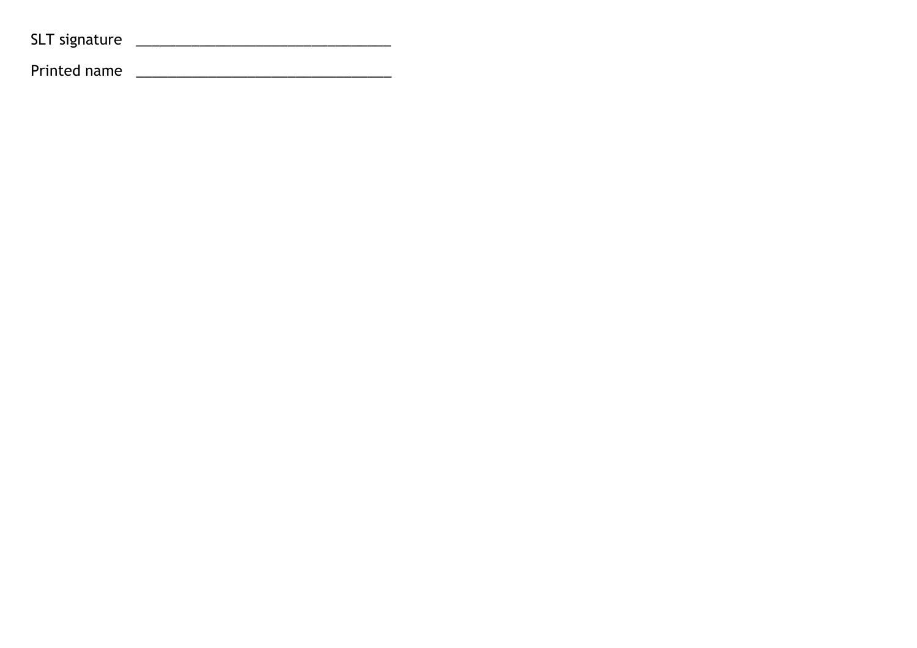SLT signature ________________________________

Printed name ________________________________